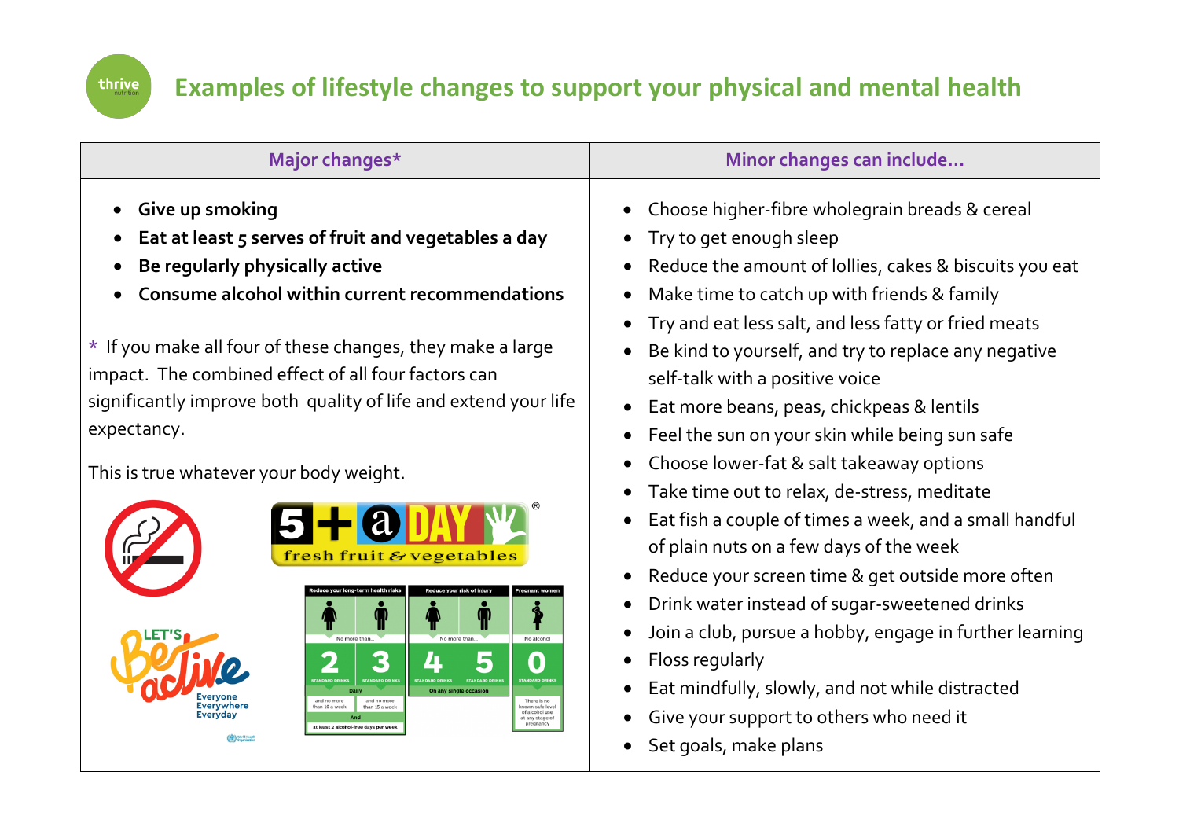# Examples of lifestyle changes to support your physical and mental health

## Major changes*

- **Give up smoking**
- **Eat at least 5 serves of fruit and vegetables a day**
- **Be regularly physically active**
- **Consume alcohol within current recommendations**

\* If you make all four of these changes, they make a large impact. The combined effect of all four factors can significantly improve both quality of life and extend your life expectancy.

This is true whatever your body weight.

## Minor changes can include...

- Choose higher-fibre wholegrain breads & cereal
- Try to get enough sleep
- Reduce the amount of lollies, cakes & biscuits you eat
- Make time to catch up with friends & family
- Try and eat less salt, and less fatty or fried meats
- Be kind to yourself, and try to replace any negative self-talk with a positive voice
- Eat more beans, peas, chickpeas & lentils
- Feel the sun on your skin while being sun safe
- Choose lower-fat & salt takeaway options
- Take time out to relax, de-stress, meditate
- Eat fish a couple of times a week, and a small handful of plain nuts on a few days of the week
- Reduce your screen time & get outside more often
- Drink water instead of sugar-sweetened drinks
- Join a club, pursue a hobby, engage in further learning
- Floss regularly
- Eat mindfully, slowly, and not while distracted
- Give your support to others who need it
- Set goals, make plans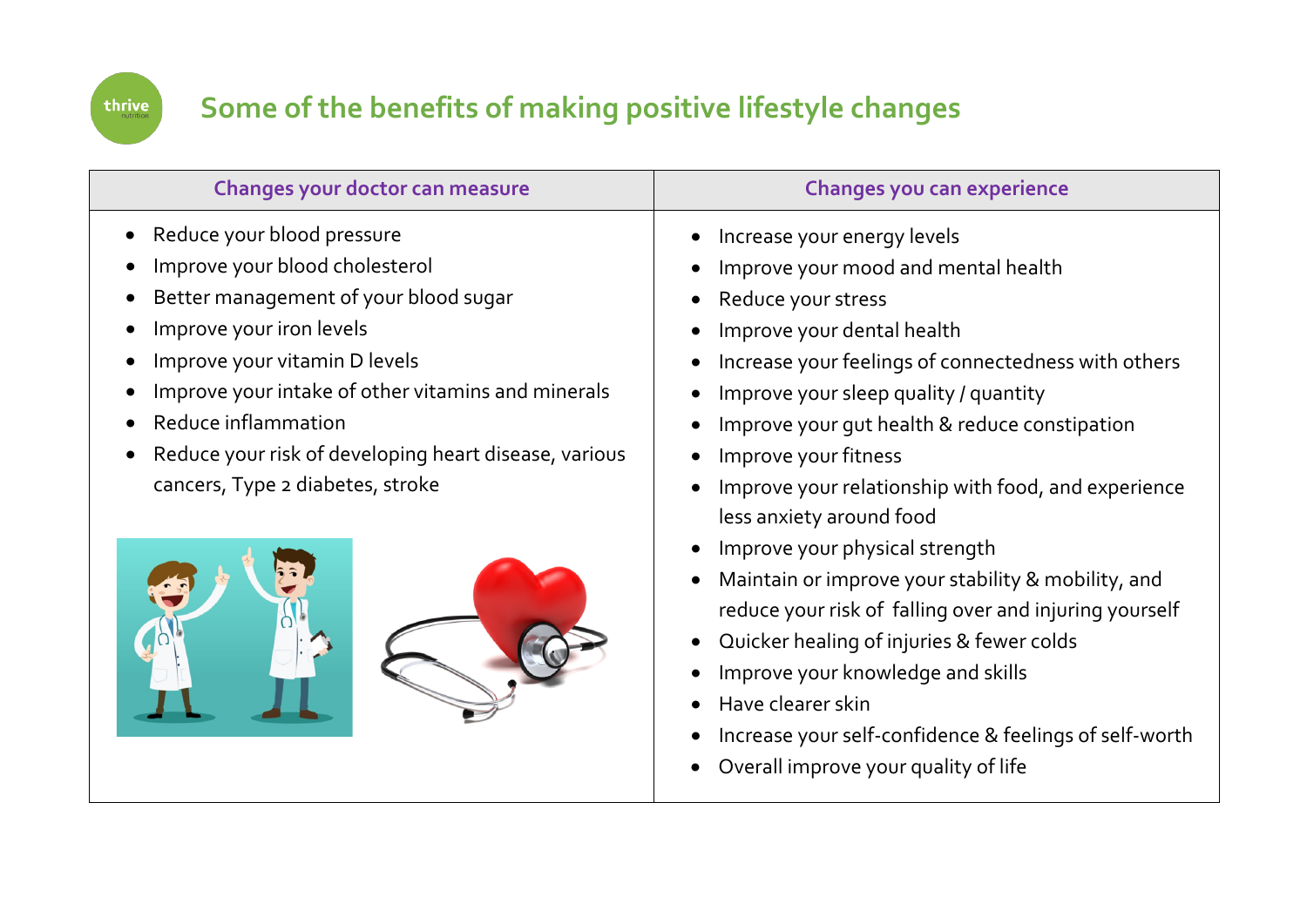## Some of the benefits of making positive lifestyle changes

| Changes your doctor can measure | Changes you can experience |
| --- | --- |
| • Reduce your blood pressure<br>• Improve your blood cholesterol<br>• Better management of your blood sugar<br>• Improve your iron levels<br>• Improve your vitamin D levels<br>• Improve your intake of other vitamins and minerals<br>• Reduce inflammation<br>• Reduce your risk of developing heart disease, various cancers, Type 2 diabetes, stroke | • Increase your energy levels<br>• Improve your mood and mental health<br>• Reduce your stress<br>• Improve your dental health<br>• Increase your feelings of connectedness with others<br>• Improve your sleep quality / quantity<br>• Improve your gut health & reduce constipation<br>• Improve your fitness<br>• Improve your relationship with food, and experience less anxiety around food<br>• Improve your physical strength<br>• Maintain or improve your stability & mobility, and reduce your risk of falling over and injuring yourself<br>• Quicker healing of injuries & fewer colds<br>• Improve your knowledge and skills<br>• Have clearer skin<br>• Increase your self-confidence & feelings of self-worth<br>• Overall improve your quality of life |